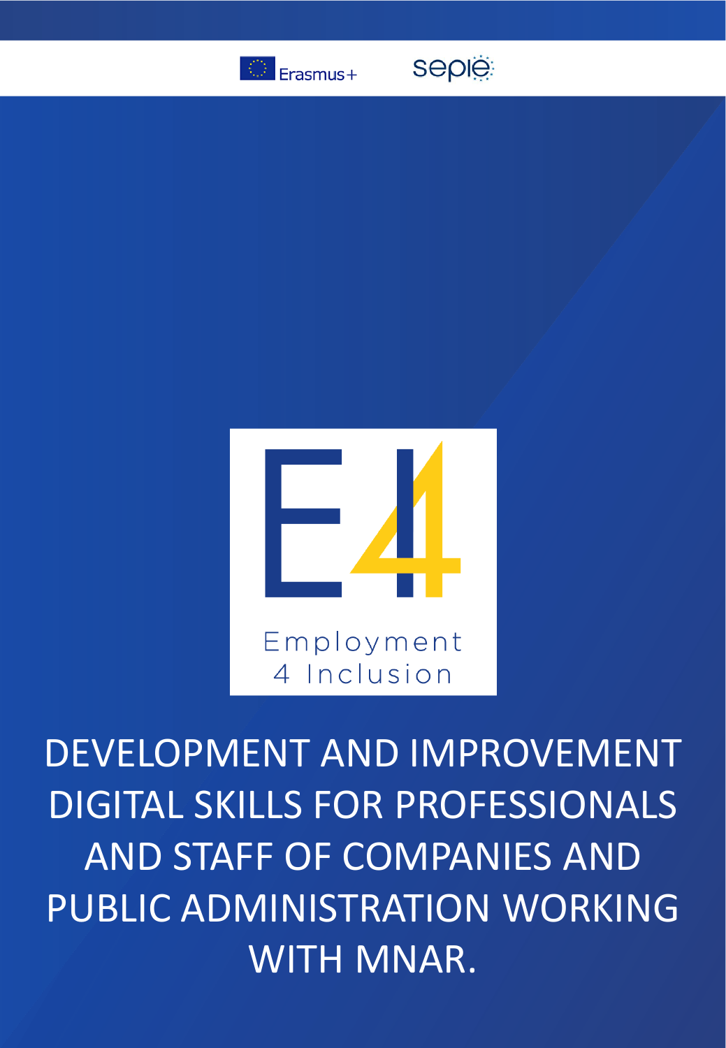Erasmus+

sepie

E4

Employment 4 Inclusion

# DEVELOPMENT AND IMPROVEMENT DIGITAL SKILLS FOR PROFESSIONALS AND STAFF OF COMPANIES AND PUBLIC ADMINISTRATION WORKING WITH MNAR.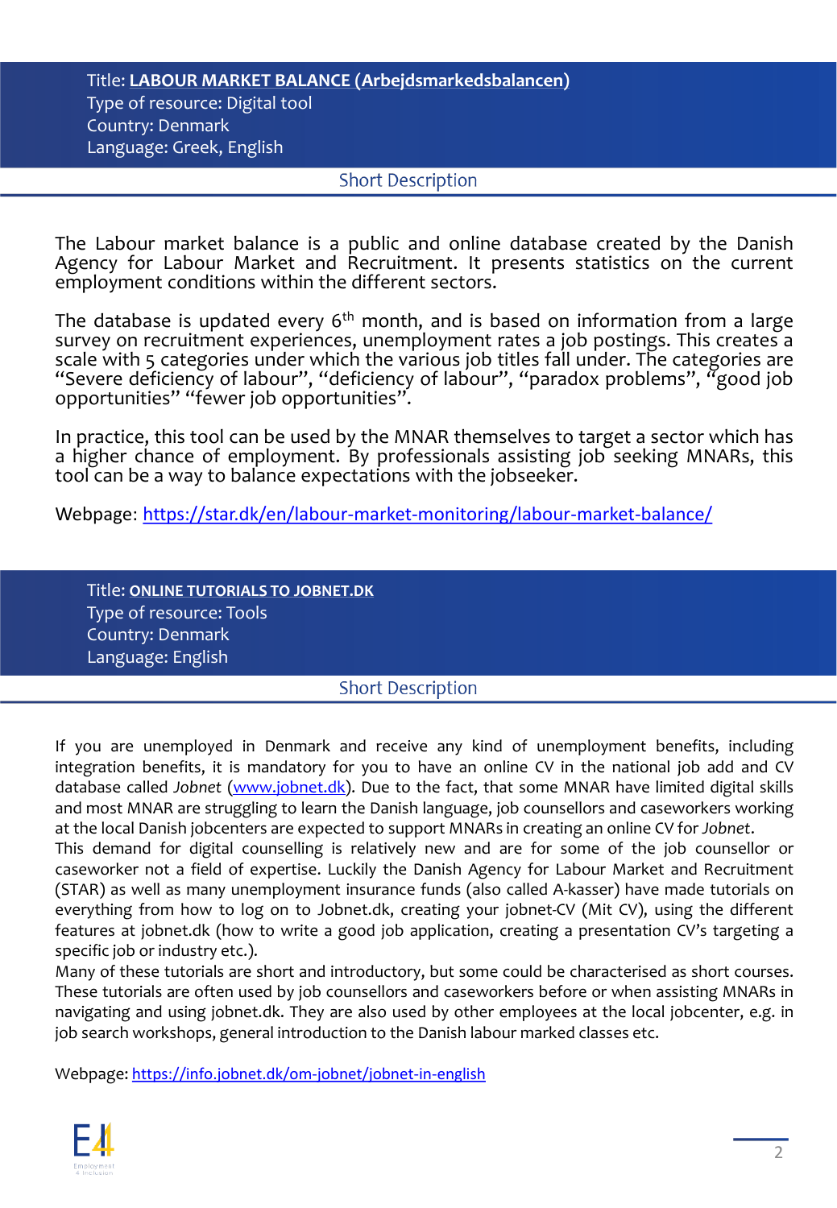Title: **LABOUR MARKET BALANCE (Arbejdsmarkedsbalancen)**
Type of resource: Digital tool
Country: Denmark
Language: Greek, English

## Short Description

The Labour market balance is a public and online database created by the Danish Agency for Labour Market and Recruitment. It presents statistics on the current employment conditions within the different sectors.

The database is updated every 6th month, and is based on information from a large survey on recruitment experiences, unemployment rates a job postings. This creates a scale with 5 categories under which the various job titles fall under. The categories are "Severe deficiency of labour", "deficiency of labour", "paradox problems", "good job opportunities" "fewer job opportunities".

In practice, this tool can be used by the MNAR themselves to target a sector which has a higher chance of employment. By professionals assisting job seeking MNARs, this tool can be a way to balance expectations with the jobseeker.

Webpage: https://star.dk/en/labour-market-monitoring/labour-market-balance/

Title: **ONLINE TUTORIALS TO JOBNET.DK**
Type of resource: Tools
Country: Denmark
Language: English

## Short Description

If you are unemployed in Denmark and receive any kind of unemployment benefits, including integration benefits, it is mandatory for you to have an online CV in the national job add and CV database called *Jobnet* (www.jobnet.dk). Due to the fact, that some MNAR have limited digital skills and most MNAR are struggling to learn the Danish language, job counsellors and caseworkers working at the local Danish jobcenters are expected to support MNARs in creating an online CV for *Jobnet*.
This demand for digital counselling is relatively new and are for some of the job counsellor or caseworker not a field of expertise. Luckily the Danish Agency for Labour Market and Recruitment (STAR) as well as many unemployment insurance funds (also called A-kasser) have made tutorials on everything from how to log on to Jobnet.dk, creating your jobnet-CV (Mit CV), using the different features at jobnet.dk (how to write a good job application, creating a presentation CV's targeting a specific job or industry etc.).
Many of these tutorials are short and introductory, but some could be characterised as short courses. These tutorials are often used by job counsellors and caseworkers before or when assisting MNARs in navigating and using jobnet.dk. They are also used by other employees at the local jobcenter, e.g. in job search workshops, general introduction to the Danish labour marked classes etc.

Webpage: https://info.jobnet.dk/om-jobnet/jobnet-in-english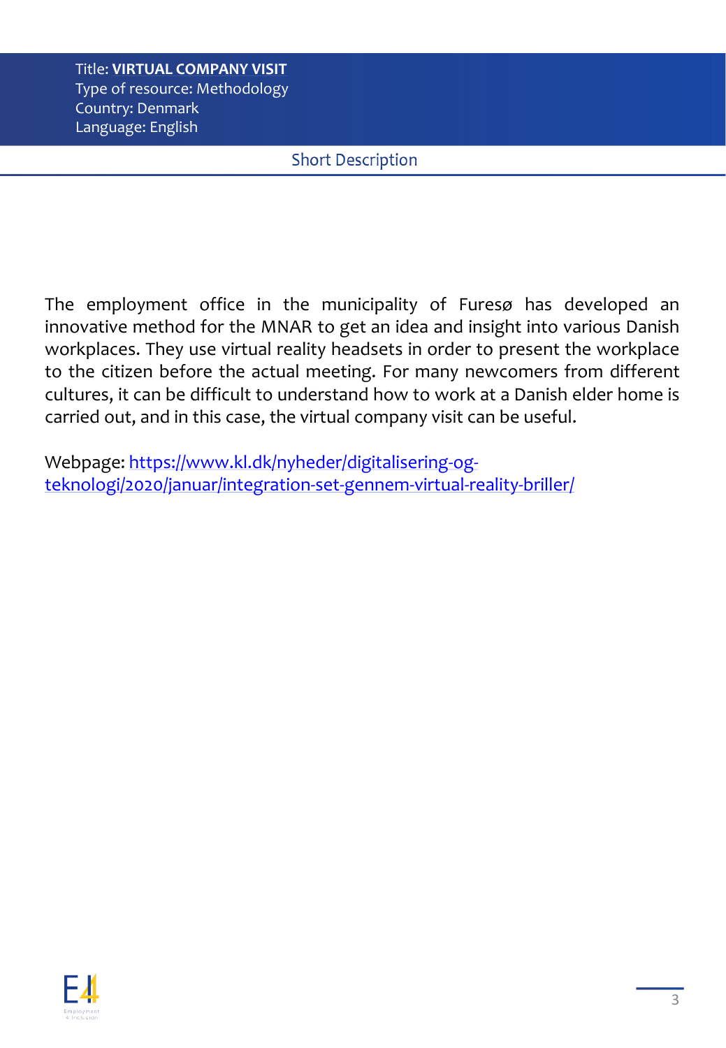Title: **VIRTUAL COMPANY VISIT**
Type of resource: Methodology
Country: Denmark
Language: English

## Short Description

The employment office in the municipality of Furesø has developed an innovative method for the MNAR to get an idea and insight into various Danish workplaces. They use virtual reality headsets in order to present the workplace to the citizen before the actual meeting. For many newcomers from different cultures, it can be difficult to understand how to work at a Danish elder home is carried out, and in this case, the virtual company visit can be useful.

Webpage: [https://www.kl.dk/nyheder/digitalisering-og-teknologi/2020/januar/integration-set-gennem-virtual-reality-briller/](https://www.kl.dk/nyheder/digitalisering-og-teknologi/2020/januar/integration-set-gennem-virtual-reality-briller/)